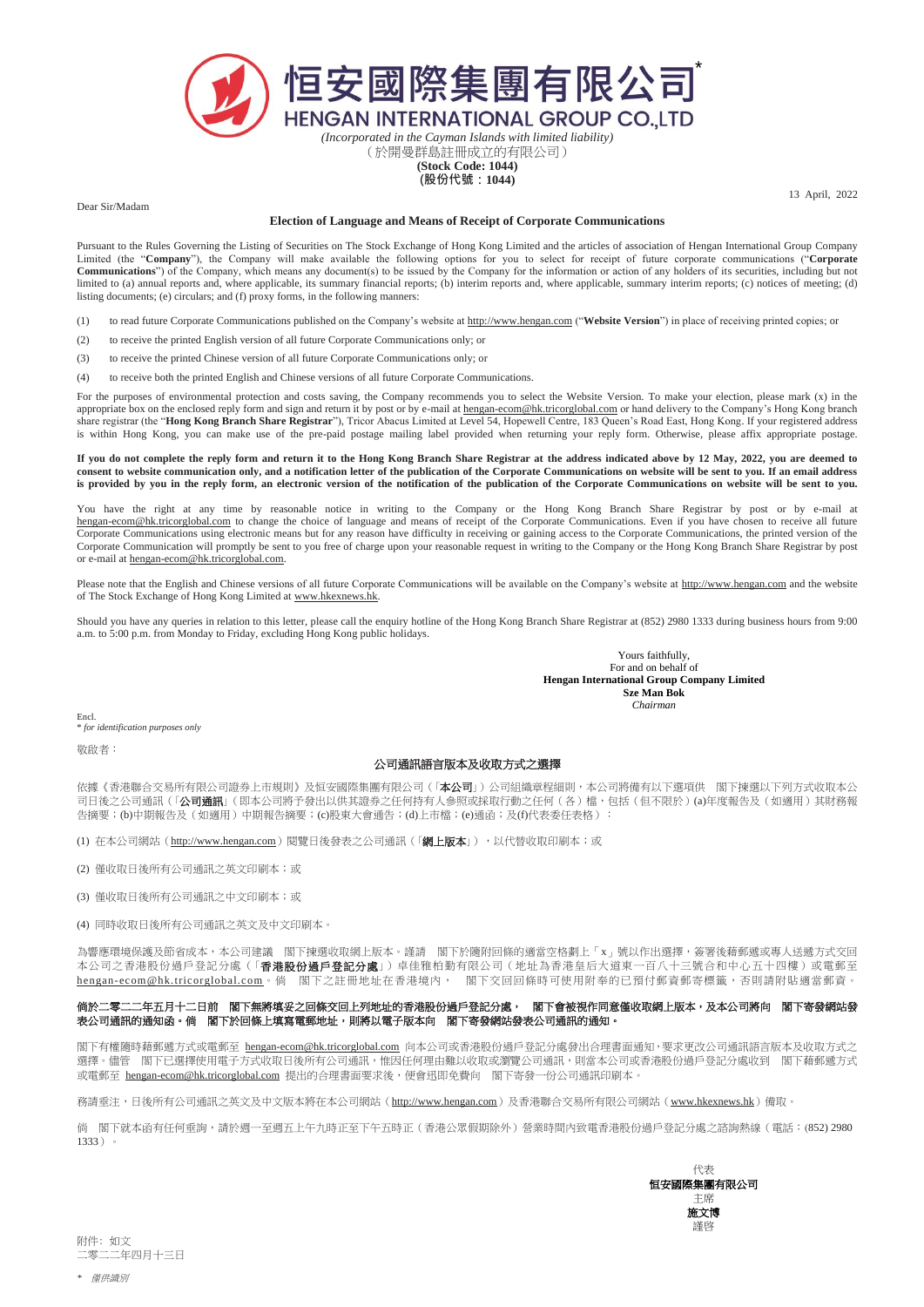# 恒安國際集團有限公司*

## HENGAN INTERNATIONAL GROUP CO.,LTD

*(Incorporated in the Cayman Islands with limited liability)*
（於開曼群島註冊成立的有限公司）
**(Stock Code: 1044)**
**(股份代號：1044)**

13 April, 2022

Dear Sir/Madam

**Election of Language and Means of Receipt of Corporate Communications**

Pursuant to the Rules Governing the Listing of Securities on The Stock Exchange of Hong Kong Limited and the articles of association of Hengan International Group Company Limited (the "**Company**"), the Company will make available the following options for you to select for receipt of future corporate communications ("**Corporate Communications**") of the Company, which means any document(s) to be issued by the Company for the information or action of any holders of its securities, including but not limited to (a) annual reports and, where applicable, its summary financial reports; (b) interim reports and, where applicable, summary interim reports; (c) notices of meeting; (d) listing documents; (e) circulars; and (f) proxy forms, in the following manners:

(1) to read future Corporate Communications published on the Company's website at http://www.hengan.com ("**Website Version**") in place of receiving printed copies; or

(2) to receive the printed English version of all future Corporate Communications only; or

(3) to receive the printed Chinese version of all future Corporate Communications only; or

(4) to receive both the printed English and Chinese versions of all future Corporate Communications.

For the purposes of environmental protection and costs saving, the Company recommends you to select the Website Version. To make your election, please mark (x) in the appropriate box on the enclosed reply form and sign and return it by post or by e-mail at hengan-ecom@hk.tricorglobal.com or hand delivery to the Company's Hong Kong branch share registrar (the "**Hong Kong Branch Share Registrar**"), Tricor Abacus Limited at Level 54, Hopewell Centre, 183 Queen's Road East, Hong Kong. If your registered address is within Hong Kong, you can make use of the pre-paid postage mailing label provided when returning your reply form. Otherwise, please affix appropriate postage.

**If you do not complete the reply form and return it to the Hong Kong Branch Share Registrar at the address indicated above by 12 May, 2022, you are deemed to consent to website communication only, and a notification letter of the publication of the Corporate Communications on website will be sent to you. If an email address is provided by you in the reply form, an electronic version of the notification of the publication of the Corporate Communications on website will be sent to you.**

You have the right at any time by reasonable notice in writing to the Company or the Hong Kong Branch Share Registrar by post or by e-mail at hengan-ecom@hk.tricorglobal.com to change the choice of language and means of receipt of the Corporate Communications. Even if you have chosen to receive all future Corporate Communications using electronic means but for any reason have difficulty in receiving or gaining access to the Corporate Communications, the printed version of the Corporate Communication will promptly be sent to you free of charge upon your reasonable request in writing to the Company or the Hong Kong Branch Share Registrar by post or e-mail at hengan-ecom@hk.tricorglobal.com.

Please note that the English and Chinese versions of all future Corporate Communications will be available on the Company's website at http://www.hengan.com and the website of The Stock Exchange of Hong Kong Limited at www.hkexnews.hk.

Should you have any queries in relation to this letter, please call the enquiry hotline of the Hong Kong Branch Share Registrar at (852) 2980 1333 during business hours from 9:00 a.m. to 5:00 p.m. from Monday to Friday, excluding Hong Kong public holidays.

Yours faithfully,
For and on behalf of
**Hengan International Group Company Limited**
**Sze Man Bok**
*Chairman*

Encl.
\* *for identification purposes only*

敬啟者：

**公司通訊語言版本及收取方式之選擇**

依據《香港聯合交易所有限公司證券上市規則》及恒安國際集團有限公司（「**本公司**」）公司組織章程細則，本公司將備有以下選項供　閣下揀選以下列方式收取本公司日後之公司通訊（「**公司通訊**」（即本公司將予發出以供其證券之任何持有人參照或採取行動之任何（各）檔，包括（但不限於）(a)年度報告及（如適用）其財務報告摘要；(b)中期報告及（如適用）中期報告摘要；(c)股東大會通告；(d)上市檔；(e)通函；及(f)代表委任表格）：

(1) 在本公司網站（http://www.hengan.com）閱覽日後發表之公司通訊（「**網上版本**」），以代替收取印刷本；或

(2) 僅收取日後所有公司通訊之英文印刷本；或

(3) 僅收取日後所有公司通訊之中文印刷本；或

(4) 同時收取日後所有公司通訊之英文及中文印刷本。

為響應環境保護及節省成本，本公司建議　閣下揀選收取網上版本。謹請　閣下於隨附回條的適當空格劃上「x」號以作出選擇，簽署後藉郵遞或專人送遞方式交回本公司之香港股份過戶登記分處（「**香港股份過戶登記分處**」）卓佳雅柏勤有限公司（地址為香港皇后大道東一百八十三號合和中心五十四樓）或電郵至 hengan-ecom@hk.tricorglobal.com。倘　閣下之註冊地址在香港境內，　閣下交回回條時可使用附奉的已預付郵資郵寄標籤，否則請附貼適當郵資。

**倘於二零二二年五月十二日前　閣下無將填妥之回條交回上列地址的香港股份過戶登記分處，　閣下會被視作同意僅收取網上版本，及本公司將向　閣下寄發網站發表公司通訊的通知函。倘　閣下於回條填寫電郵地址，則將以電子版本向　閣下寄發網站發表公司通訊的通知。**

閣下有權隨時藉郵遞方式或電郵至 hengan-ecom@hk.tricorglobal.com 向本公司或香港股份過戶登記分處發出合理書面通知，要求更改公司通訊語言版本及收取方式之選擇。儘管　閣下已選擇使用電子方式收取日後所有公司通訊，惟因任何理由難以收取或瀏覽公司通訊，則當本公司或香港股份過戶登記分處收到　閣下藉郵遞方式或電郵至 hengan-ecom@hk.tricorglobal.com 提出的合理書面要求後，便會迅即免費向　閣下寄發一份公司通訊印刷本。

務請垂注，日後所有公司通訊之英文及中文版本將在本公司網站（http://www.hengan.com）及香港聯合交易所有限公司網站（www.hkexnews.hk）備取。

倘　閣下就本函有任何垂詢，請於週一至週五上午九時正至下午五時正（香港公眾假期除外）營業時間內致電香港股份過戶登記分處之諮詢熱線（電話：(852) 2980 1333）。

代表
**恒安國際集團有限公司**
主席
**施文博**
謹啓

附件：如文
二零二二年四月十三日

\* *僅供識別*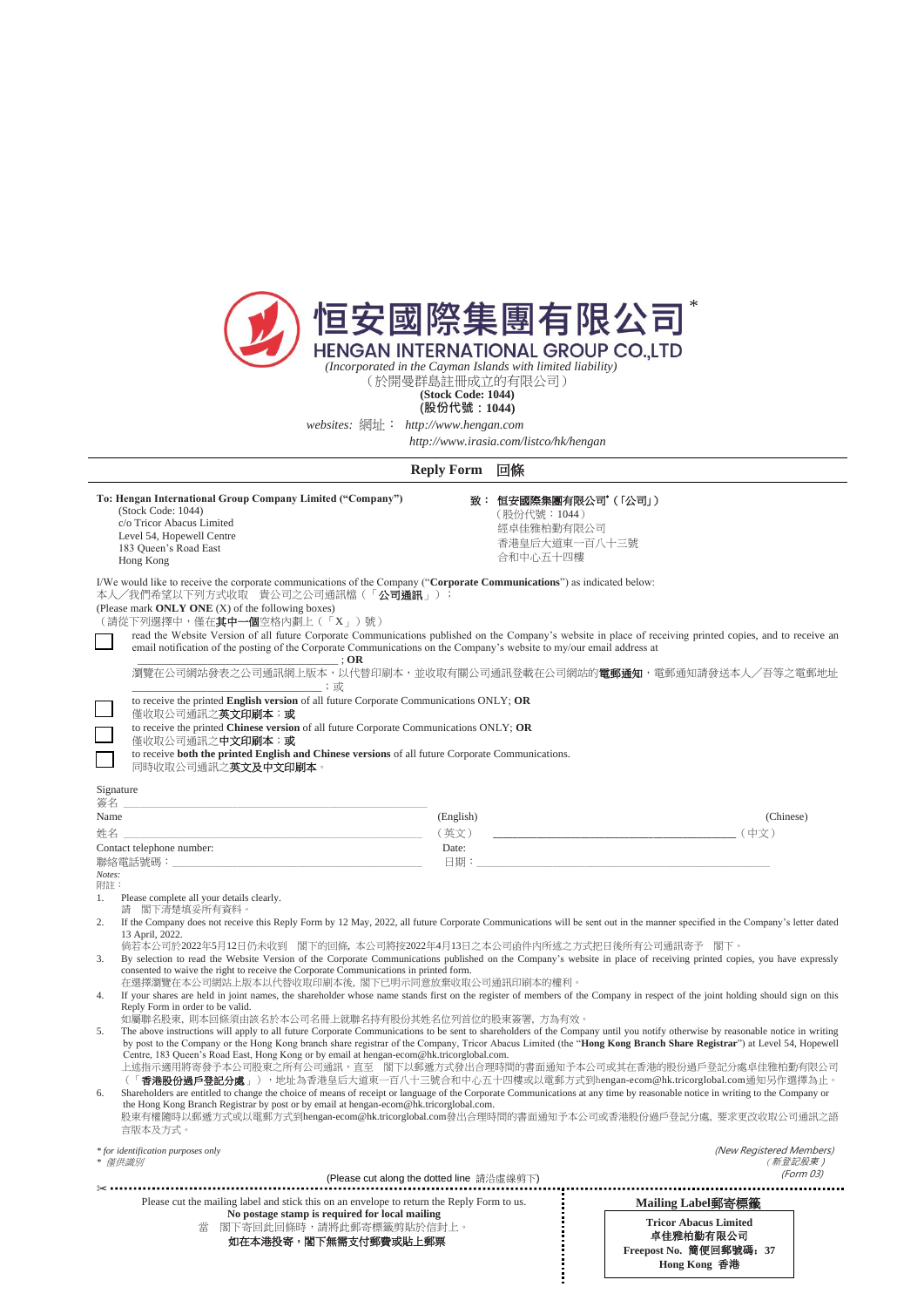# 恒安國際集團有限公司*

## HENGAN INTERNATIONAL GROUP CO.,LTD

*(Incorporated in the Cayman Islands with limited liability)*

（於開曼群島註冊成立的有限公司）

**(Stock Code: 1044)**

**(股份代號：1044)**

*websites:* 網址： *http://www.hengan.com*

*http://www.irasia.com/listco/hk/hengan*

## Reply Form 回條

**To: Hengan International Group Company Limited ("Company")**
(Stock Code: 1044)
c/o Tricor Abacus Limited
Level 54, Hopewell Centre
183 Queen's Road East
Hong Kong

**致： 恒安國際集團有限公司*（「公司」）**
（股份代號：1044）
經卓佳雅柏勤有限公司
香港皇后大道東一百八十三號
合和中心五十四樓

I/We would like to receive the corporate communications of the Company ("**Corporate Communications**") as indicated below:
本人／我們希望以下列方式收取　貴公司之公司通訊檔（「**公司通訊**」）；
(Please mark **ONLY ONE** (X) of the following boxes)
（請從下列選擇中，僅在**其中一個**空格內劃上（「X」）號）

☐ read the Website Version of all future Corporate Communications published on the Company's website in place of receiving printed copies, and to receive an email notification of the posting of the Corporate Communications on the Company's website to my/our email address at ______________________________ ; **OR**
瀏覽在公司網站發表之公司通訊網上版本，以代替印刷本，並收取有關公司通訊登載在公司網站的**電郵通知**，電郵通知請發送本人／吾等之電郵地址 ______________________________；或

☐ to receive the printed **English version** of all future Corporate Communications ONLY; **OR**
僅收取公司通訊之**英文印刷本；或**

☐ to receive the printed **Chinese version** of all future Corporate Communications ONLY; **OR**
僅收取公司通訊之**中文印刷本；或**

☐ to receive **both the printed English and Chinese versions** of all future Corporate Communications.
同時收取公司通訊之**英文及中文印刷本**。

Signature
簽名 ______________________________

Name
姓名 ______________________________ (English)（英文） ______________________________ (Chinese)（中文）

Contact telephone number:
聯絡電話號碼：______________________________ Date:
日期：______________________________

*Notes:*
附註：

1. Please complete all your details clearly.
   請　閣下清楚填妥所有資料。
2. If the Company does not receive this Reply Form by 12 May, 2022, all future Corporate Communications will be sent out in the manner specified in the Company's letter dated 13 April, 2022.
   倘若本公司於2022年5月12日仍未收到　閣下的回條，本公司將按2022年4月13日之本公司函件內所述之方式把日後所有公司通訊寄予　閣下。
3. By selection to read the Website Version of the Corporate Communications published on the Company's website in place of receiving printed copies, you have expressly consented to waive the right to receive the Corporate Communications in printed form.
   在選擇瀏覽在本公司網站上版本以代替收取印刷本後，閣下已明示同意放棄收取公司通訊印刷本的權利。
4. If your shares are held in joint names, the shareholder whose name stands first on the register of members of the Company in respect of the joint holding should sign on this Reply Form in order to be valid.
   如屬聯名股東，則本回條須由該名於本公司名冊上就聯名持有股份其姓名位列首位的股東簽署，方為有效。
5. The above instructions will apply to all future Corporate Communications to be sent to shareholders of the Company until you notify otherwise by reasonable notice in writing by post to the Company or the Hong Kong branch share registrar of the Company, Tricor Abacus Limited (the "**Hong Kong Branch Share Registrar**") at Level 54, Hopewell Centre, 183 Queen's Road East, Hong Kong or by email at hengan-ecom@hk.tricorglobal.com.
   上述指示適用將寄發予本公司股東之所有公司通訊，直至　閣下以郵遞方式發出合理時間的書面通知予本公司或其在香港的股份過戶登記分處卓佳雅柏勤有限公司（「**香港股份過戶登記分處**」），地址為香港皇后大道東一百八十三號合和中心五十四樓或以電郵方式到hengan-ecom@hk.tricorglobal.com通知另作選擇為止。
6. Shareholders are entitled to change the choice of means of receipt or language of the Corporate Communications at any time by reasonable notice in writing to the Company or the Hong Kong Branch Registrar by post or by email at hengan-ecom@hk.tricorglobal.com.
   股東有權隨時以郵遞方式或以電郵方式到hengan-ecom@hk.tricorglobal.com發出合理時間的書面通知予本公司或香港股份過戶登記分處，要求更改收取公司通訊之語言版本及方式。

*\* for identification purposes only*
*\* 僅供識別*

*(New Registered Members)*
*（新登記股東）*
*(Form 03)*

(Please cut along the dotted line 請沿虛線剪下)

Please cut the mailing label and stick this on an envelope to return the Reply Form to us.
**No postage stamp is required for local mailing**
當　閣下寄回此回條時，請將此郵寄標籤剪貼於信封上。
**如在本港投寄，閣下無需支付郵費或貼上郵票**

**Mailing Label郵寄標籤**

**Tricor Abacus Limited**
**卓佳雅柏勤有限公司**
**Freepost No. 簡便回郵號碼：37**
**Hong Kong 香港**